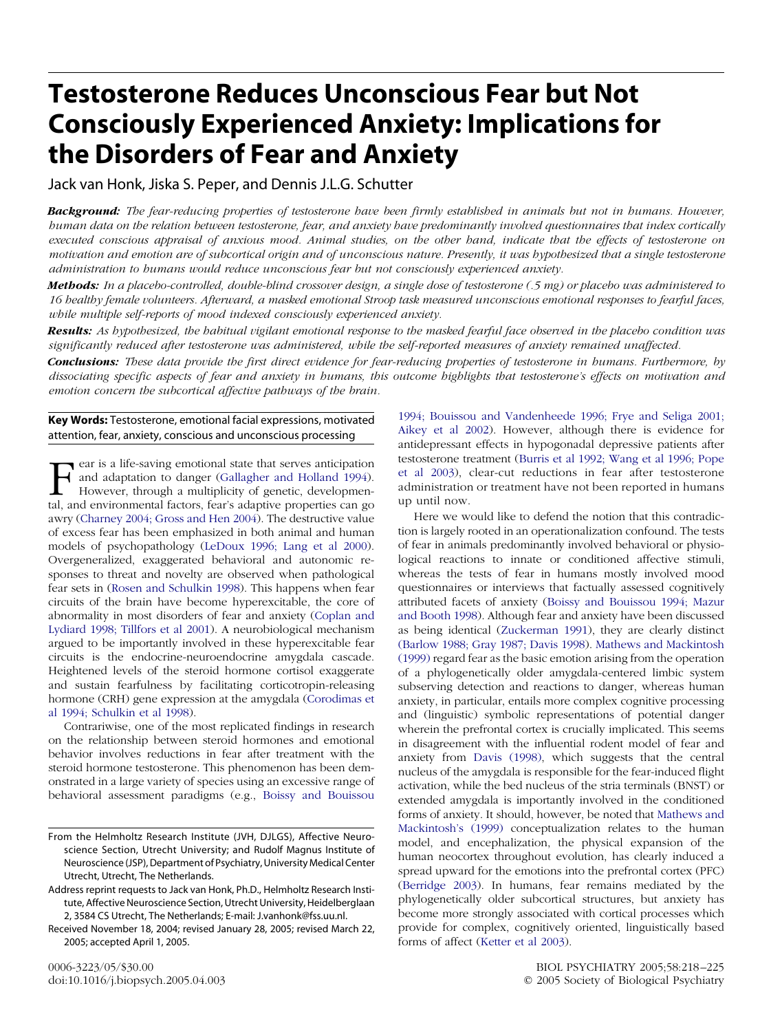# Testosterone Reduces Unconscious Fear but Not Consciously Experienced Anxiety: Implications for the Disorders of Fear and Anxiety

Jack van Honk, Jiska S. Peper, and Dennis J.L.G. Schutter

***Background:*** *The fear-reducing properties of testosterone have been firmly established in animals but not in humans. However, human data on the relation between testosterone, fear, and anxiety have predominantly involved questionnaires that index cortically executed conscious appraisal of anxious mood. Animal studies, on the other hand, indicate that the effects of testosterone on motivation and emotion are of subcortical origin and of unconscious nature. Presently, it was hypothesized that a single testosterone administration to humans would reduce unconscious fear but not consciously experienced anxiety.*

***Methods:*** *In a placebo-controlled, double-blind crossover design, a single dose of testosterone (.5 mg) or placebo was administered to 16 healthy female volunteers. Afterward, a masked emotional Stroop task measured unconscious emotional responses to fearful faces, while multiple self-reports of mood indexed consciously experienced anxiety.*

***Results:*** *As hypothesized, the habitual vigilant emotional response to the masked fearful face observed in the placebo condition was significantly reduced after testosterone was administered, while the self-reported measures of anxiety remained unaffected.*

***Conclusions:*** *These data provide the first direct evidence for fear-reducing properties of testosterone in humans. Furthermore, by dissociating specific aspects of fear and anxiety in humans, this outcome highlights that testosterone's effects on motivation and emotion concern the subcortical affective pathways of the brain.*

**Key Words:** Testosterone, emotional facial expressions, motivated attention, fear, anxiety, conscious and unconscious processing

Fear is a life-saving emotional state that serves anticipation and adaptation to danger (Gallagher and Holland 1994). However, through a multiplicity of genetic, developmental, and environmental factors, fear's adaptive properties can go awry (Charney 2004; Gross and Hen 2004). The destructive value of excess fear has been emphasized in both animal and human models of psychopathology (LeDoux 1996; Lang et al 2000). Overgeneralized, exaggerated behavioral and autonomic responses to threat and novelty are observed when pathological fear sets in (Rosen and Schulkin 1998). This happens when fear circuits of the brain have become hyperexcitable, the core of abnormality in most disorders of fear and anxiety (Coplan and Lydiard 1998; Tillfors et al 2001). A neurobiological mechanism argued to be importantly involved in these hyperexcitable fear circuits is the endocrine-neuroendocrine amygdala cascade. Heightened levels of the steroid hormone cortisol exaggerate and sustain fearfulness by facilitating corticotropin-releasing hormone (CRH) gene expression at the amygdala (Corodimas et al 1994; Schulkin et al 1998).

Contrariwise, one of the most replicated findings in research on the relationship between steroid hormones and emotional behavior involves reductions in fear after treatment with the steroid hormone testosterone. This phenomenon has been demonstrated in a large variety of species using an excessive range of behavioral assessment paradigms (e.g., Boissy and Bouissou 1994; Bouissou and Vandenheede 1996; Frye and Seliga 2001; Aikey et al 2002). However, although there is evidence for antidepressant effects in hypogonadal depressive patients after testosterone treatment (Burris et al 1992; Wang et al 1996; Pope et al 2003), clear-cut reductions in fear after testosterone administration or treatment have not been reported in humans up until now.

Here we would like to defend the notion that this contradiction is largely rooted in an operationalization confound. The tests of fear in animals predominantly involved behavioral or physiological reactions to innate or conditioned affective stimuli, whereas the tests of fear in humans mostly involved mood questionnaires or interviews that factually assessed cognitively attributed facets of anxiety (Boissy and Bouissou 1994; Mazur and Booth 1998). Although fear and anxiety have been discussed as being identical (Zuckerman 1991), they are clearly distinct (Barlow 1988; Gray 1987; Davis 1998). Mathews and Mackintosh (1999) regard fear as the basic emotion arising from the operation of a phylogenetically older amygdala-centered limbic system subserving detection and reactions to danger, whereas human anxiety, in particular, entails more complex cognitive processing and (linguistic) symbolic representations of potential danger wherein the prefrontal cortex is crucially implicated. This seems in disagreement with the influential rodent model of fear and anxiety from Davis (1998), which suggests that the central nucleus of the amygdala is responsible for the fear-induced flight activation, while the bed nucleus of the stria terminals (BNST) or extended amygdala is importantly involved in the conditioned forms of anxiety. It should, however, be noted that Mathews and Mackintosh's (1999) conceptualization relates to the human model, and encephalization, the physical expansion of the human neocortex throughout evolution, has clearly induced a spread upward for the emotions into the prefrontal cortex (PFC) (Berridge 2003). In humans, fear remains mediated by the phylogenetically older subcortical structures, but anxiety has become more strongly associated with cortical processes which provide for complex, cognitively oriented, linguistically based forms of affect (Ketter et al 2003).

From the Helmholtz Research Institute (JVH, DJLGS), Affective Neuroscience Section, Utrecht University; and Rudolf Magnus Institute of Neuroscience (JSP), Department of Psychiatry, University Medical Center Utrecht, Utrecht, The Netherlands.

Address reprint requests to Jack van Honk, Ph.D., Helmholtz Research Institute, Affective Neuroscience Section, Utrecht University, Heidelberglaan 2, 3584 CS Utrecht, The Netherlands; E-mail: J.vanhonk@fss.uu.nl.

Received November 18, 2004; revised January 28, 2005; revised March 22, 2005; accepted April 1, 2005.

0006-3223/05/$30.00
doi:10.1016/j.biopsych.2005.04.003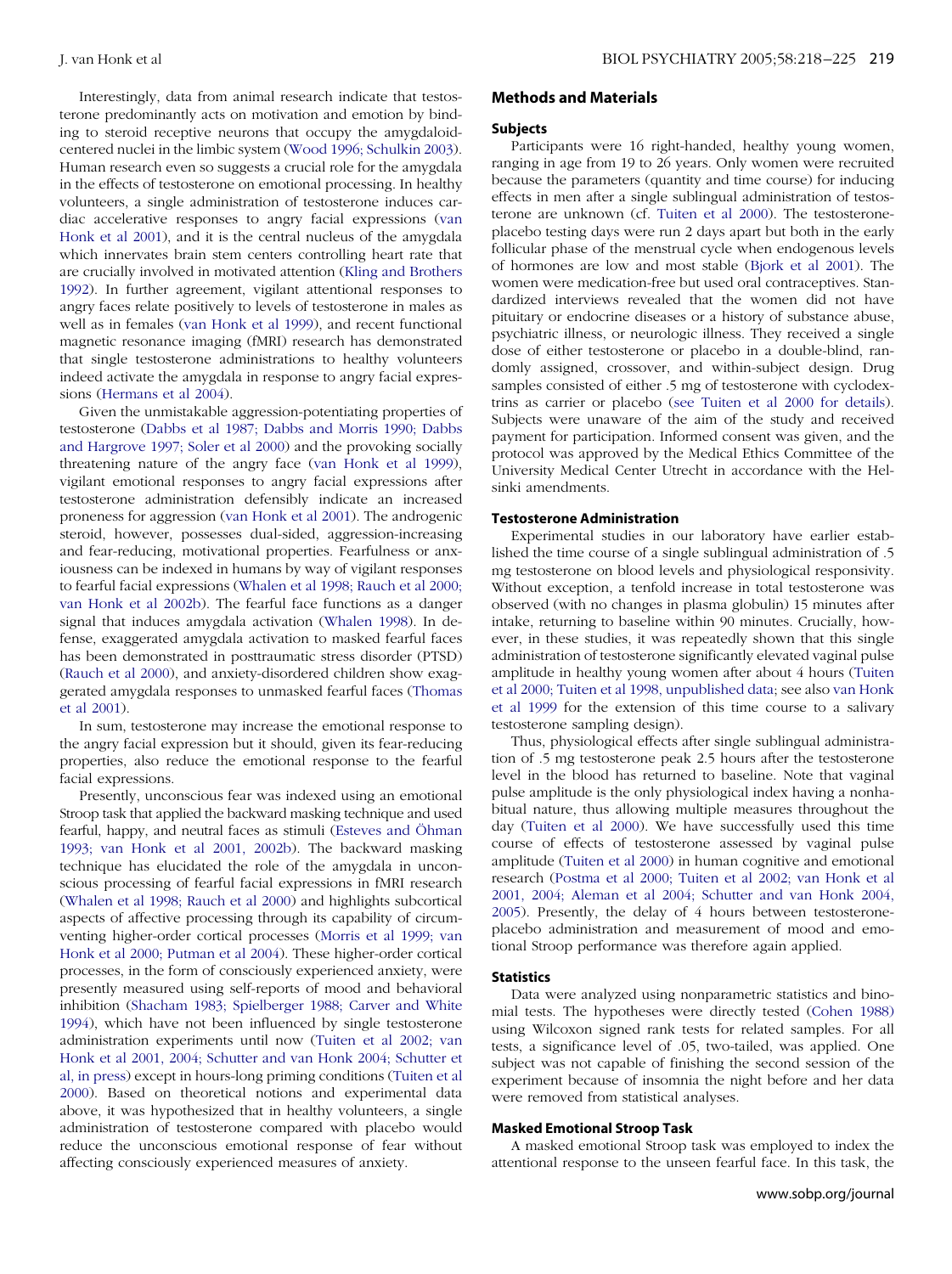Interestingly, data from animal research indicate that testosterone predominantly acts on motivation and emotion by binding to steroid receptive neurons that occupy the amygdaloid-centered nuclei in the limbic system (Wood 1996; Schulkin 2003). Human research even so suggests a crucial role for the amygdala in the effects of testosterone on emotional processing. In healthy volunteers, a single administration of testosterone induces cardiac accelerative responses to angry facial expressions (van Honk et al 2001), and it is the central nucleus of the amygdala which innervates brain stem centers controlling heart rate that are crucially involved in motivated attention (Kling and Brothers 1992). In further agreement, vigilant attentional responses to angry faces relate positively to levels of testosterone in males as well as in females (van Honk et al 1999), and recent functional magnetic resonance imaging (fMRI) research has demonstrated that single testosterone administrations to healthy volunteers indeed activate the amygdala in response to angry facial expressions (Hermans et al 2004).

Given the unmistakable aggression-potentiating properties of testosterone (Dabbs et al 1987; Dabbs and Morris 1990; Dabbs and Hargrove 1997; Soler et al 2000) and the provoking socially threatening nature of the angry face (van Honk et al 1999), vigilant emotional responses to angry facial expressions after testosterone administration defensibly indicate an increased proneness for aggression (van Honk et al 2001). The androgenic steroid, however, possesses dual-sided, aggression-increasing and fear-reducing, motivational properties. Fearfulness or anxiousness can be indexed in humans by way of vigilant responses to fearful facial expressions (Whalen et al 1998; Rauch et al 2000; van Honk et al 2002b). The fearful face functions as a danger signal that induces amygdala activation (Whalen 1998). In defense, exaggerated amygdala activation to masked fearful faces has been demonstrated in posttraumatic stress disorder (PTSD) (Rauch et al 2000), and anxiety-disordered children show exaggerated amygdala responses to unmasked fearful faces (Thomas et al 2001).

In sum, testosterone may increase the emotional response to the angry facial expression but it should, given its fear-reducing properties, also reduce the emotional response to the fearful facial expressions.

Presently, unconscious fear was indexed using an emotional Stroop task that applied the backward masking technique and used fearful, happy, and neutral faces as stimuli (Esteves and Öhman 1993; van Honk et al 2001, 2002b). The backward masking technique has elucidated the role of the amygdala in unconscious processing of fearful facial expressions in fMRI research (Whalen et al 1998; Rauch et al 2000) and highlights subcortical aspects of affective processing through its capability of circumventing higher-order cortical processes (Morris et al 1999; van Honk et al 2000; Putman et al 2004). These higher-order cortical processes, in the form of consciously experienced anxiety, were presently measured using self-reports of mood and behavioral inhibition (Shacham 1983; Spielberger 1988; Carver and White 1994), which have not been influenced by single testosterone administration experiments until now (Tuiten et al 2002; van Honk et al 2001, 2004; Schutter and van Honk 2004; Schutter et al, in press) except in hours-long priming conditions (Tuiten et al 2000). Based on theoretical notions and experimental data above, it was hypothesized that in healthy volunteers, a single administration of testosterone compared with placebo would reduce the unconscious emotional response of fear without affecting consciously experienced measures of anxiety.

## Methods and Materials

### Subjects

Participants were 16 right-handed, healthy young women, ranging in age from 19 to 26 years. Only women were recruited because the parameters (quantity and time course) for inducing effects in men after a single sublingual administration of testosterone are unknown (cf. Tuiten et al 2000). The testosterone-placebo testing days were run 2 days apart but both in the early follicular phase of the menstrual cycle when endogenous levels of hormones are low and most stable (Bjork et al 2001). The women were medication-free but used oral contraceptives. Standardized interviews revealed that the women did not have pituitary or endocrine diseases or a history of substance abuse, psychiatric illness, or neurologic illness. They received a single dose of either testosterone or placebo in a double-blind, randomly assigned, crossover, and within-subject design. Drug samples consisted of either .5 mg of testosterone with cyclodextrins as carrier or placebo (see Tuiten et al 2000 for details). Subjects were unaware of the aim of the study and received payment for participation. Informed consent was given, and the protocol was approved by the Medical Ethics Committee of the University Medical Center Utrecht in accordance with the Helsinki amendments.

### Testosterone Administration

Experimental studies in our laboratory have earlier established the time course of a single sublingual administration of .5 mg testosterone on blood levels and physiological responsivity. Without exception, a tenfold increase in total testosterone was observed (with no changes in plasma globulin) 15 minutes after intake, returning to baseline within 90 minutes. Crucially, however, in these studies, it was repeatedly shown that this single administration of testosterone significantly elevated vaginal pulse amplitude in healthy young women after about 4 hours (Tuiten et al 2000; Tuiten et al 1998, unpublished data; see also van Honk et al 1999 for the extension of this time course to a salivary testosterone sampling design).

Thus, physiological effects after single sublingual administration of .5 mg testosterone peak 2.5 hours after the testosterone level in the blood has returned to baseline. Note that vaginal pulse amplitude is the only physiological index having a nonhabitual nature, thus allowing multiple measures throughout the day (Tuiten et al 2000). We have successfully used this time course of effects of testosterone assessed by vaginal pulse amplitude (Tuiten et al 2000) in human cognitive and emotional research (Postma et al 2000; Tuiten et al 2002; van Honk et al 2001, 2004; Aleman et al 2004; Schutter and van Honk 2004, 2005). Presently, the delay of 4 hours between testosterone-placebo administration and measurement of mood and emotional Stroop performance was therefore again applied.

### Statistics

Data were analyzed using nonparametric statistics and binomial tests. The hypotheses were directly tested (Cohen 1988) using Wilcoxon signed rank tests for related samples. For all tests, a significance level of .05, two-tailed, was applied. One subject was not capable of finishing the second session of the experiment because of insomnia the night before and her data were removed from statistical analyses.

### Masked Emotional Stroop Task

A masked emotional Stroop task was employed to index the attentional response to the unseen fearful face. In this task, the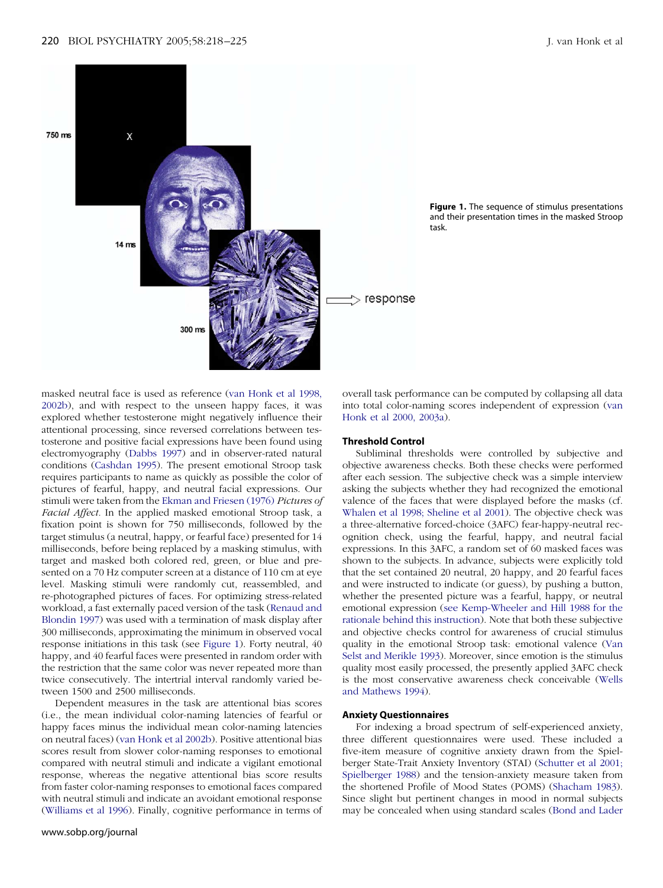Figure 1. The sequence of stimulus presentations and their presentation times in the masked Stroop task.

masked neutral face is used as reference (van Honk et al 1998, 2002b), and with respect to the unseen happy faces, it was explored whether testosterone might negatively influence their attentional processing, since reversed correlations between testosterone and positive facial expressions have been found using electromyography (Dabbs 1997) and in observer-rated natural conditions (Cashdan 1995). The present emotional Stroop task requires participants to name as quickly as possible the color of pictures of fearful, happy, and neutral facial expressions. Our stimuli were taken from the Ekman and Friesen (1976) *Pictures of Facial Affect*. In the applied masked emotional Stroop task, a fixation point is shown for 750 milliseconds, followed by the target stimulus (a neutral, happy, or fearful face) presented for 14 milliseconds, before being replaced by a masking stimulus, with target and masked both colored red, green, or blue and presented on a 70 Hz computer screen at a distance of 110 cm at eye level. Masking stimuli were randomly cut, reassembled, and re-photographed pictures of faces. For optimizing stress-related workload, a fast externally paced version of the task (Renaud and Blondin 1997) was used with a termination of mask display after 300 milliseconds, approximating the minimum in observed vocal response initiations in this task (see Figure 1). Forty neutral, 40 happy, and 40 fearful faces were presented in random order with the restriction that the same color was never repeated more than twice consecutively. The intertrial interval randomly varied between 1500 and 2500 milliseconds.

Dependent measures in the task are attentional bias scores (i.e., the mean individual color-naming latencies of fearful or happy faces minus the individual mean color-naming latencies on neutral faces) (van Honk et al 2002b). Positive attentional bias scores result from slower color-naming responses to emotional compared with neutral stimuli and indicate a vigilant emotional response, whereas the negative attentional bias score results from faster color-naming responses to emotional faces compared with neutral stimuli and indicate an avoidant emotional response (Williams et al 1996). Finally, cognitive performance in terms of overall task performance can be computed by collapsing all data into total color-naming scores independent of expression (van Honk et al 2000, 2003a).

### Threshold Control

Subliminal thresholds were controlled by subjective and objective awareness checks. Both these checks were performed after each session. The subjective check was a simple interview asking the subjects whether they had recognized the emotional valence of the faces that were displayed before the masks (cf. Whalen et al 1998; Sheline et al 2001). The objective check was a three-alternative forced-choice (3AFC) fear-happy-neutral recognition check, using the fearful, happy, and neutral facial expressions. In this 3AFC, a random set of 60 masked faces was shown to the subjects. In advance, subjects were explicitly told that the set contained 20 neutral, 20 happy, and 20 fearful faces and were instructed to indicate (or guess), by pushing a button, whether the presented picture was a fearful, happy, or neutral emotional expression (see Kemp-Wheeler and Hill 1988 for the rationale behind this instruction). Note that both these subjective and objective checks control for awareness of crucial stimulus quality in the emotional Stroop task: emotional valence (Van Selst and Merikle 1993). Moreover, since emotion is the stimulus quality most easily processed, the presently applied 3AFC check is the most conservative awareness check conceivable (Wells and Mathews 1994).

### Anxiety Questionnaires

For indexing a broad spectrum of self-experienced anxiety, three different questionnaires were used. These included a five-item measure of cognitive anxiety drawn from the Spielberger State-Trait Anxiety Inventory (STAI) (Schutter et al 2001; Spielberger 1988) and the tension-anxiety measure taken from the shortened Profile of Mood States (POMS) (Shacham 1983). Since slight but pertinent changes in mood in normal subjects may be concealed when using standard scales (Bond and Lader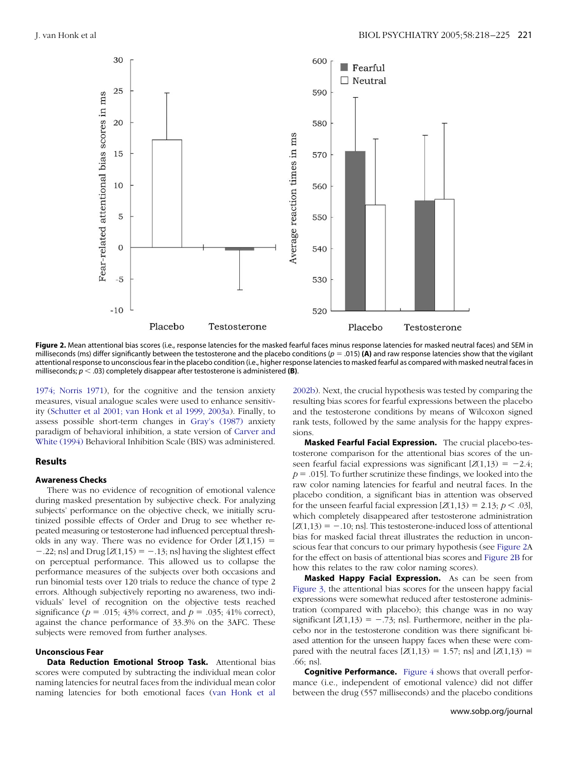Figure 2. Mean attentional bias scores (i.e., response latencies for the masked fearful faces minus response latencies for masked neutral faces) and SEM in milliseconds (ms) differ significantly between the testosterone and the placebo conditions ($p = .015$) **(A)** and raw response latencies show that the vigilant attentional response to unconscious fear in the placebo condition (i.e., higher response latencies to masked fearful as compared with masked neutral faces in milliseconds; $p < .03$) completely disappear after testosterone is administered **(B)**.

1974; Norris 1971), for the cognitive and the tension anxiety measures, visual analogue scales were used to enhance sensitivity (Schutter et al 2001; van Honk et al 1999, 2003a). Finally, to assess possible short-term changes in Gray's (1987) anxiety paradigm of behavioral inhibition, a state version of Carver and White (1994) Behavioral Inhibition Scale (BIS) was administered.

## Results

### Awareness Checks

There was no evidence of recognition of emotional valence during masked presentation by subjective check. For analyzing subjects' performance on the objective check, we initially scrutinized possible effects of Order and Drug to see whether repeated measuring or testosterone had influenced perceptual thresholds in any way. There was no evidence for Order [$Z(1,15) = -.22$; ns] and Drug [$Z(1,15) = -.13$; ns] having the slightest effect on perceptual performance. This allowed us to collapse the performance measures of the subjects over both occasions and run binomial tests over 120 trials to reduce the chance of type 2 errors. Although subjectively reporting no awareness, two individuals' level of recognition on the objective tests reached significance ($p = .015$; 43% correct, and $p = .035$; 41% correct), against the chance performance of 33.3% on the 3AFC. These subjects were removed from further analyses.

### Unconscious Fear

**Data Reduction Emotional Stroop Task.** Attentional bias scores were computed by subtracting the individual mean color naming latencies for neutral faces from the individual mean color naming latencies for both emotional faces (van Honk et al 2002b). Next, the crucial hypothesis was tested by comparing the resulting bias scores for fearful expressions between the placebo and the testosterone conditions by means of Wilcoxon signed rank tests, followed by the same analysis for the happy expressions.

**Masked Fearful Facial Expression.** The crucial placebo-testosterone comparison for the attentional bias scores of the unseen fearful facial expressions was significant [$Z(1,13) = -2.4$; $p = .015$]. To further scrutinize these findings, we looked into the raw color naming latencies for fearful and neutral faces. In the placebo condition, a significant bias in attention was observed for the unseen fearful facial expression [$Z(1,13) = 2.13$; $p < .03$], which completely disappeared after testosterone administration [$Z(1,13) = -.10$; ns]. This testosterone-induced loss of attentional bias for masked facial threat illustrates the reduction in unconscious fear that concurs to our primary hypothesis (see Figure 2A for the effect on basis of attentional bias scores and Figure 2B for how this relates to the raw color naming scores).

**Masked Happy Facial Expression.** As can be seen from Figure 3, the attentional bias scores for the unseen happy facial expressions were somewhat reduced after testosterone administration (compared with placebo); this change was in no way significant [$Z(1,13) = -.73$; ns]. Furthermore, neither in the placebo nor in the testosterone condition was there significant biased attention for the unseen happy faces when these were compared with the neutral faces [$Z(1,13) = 1.57$; ns] and [$Z(1,13) = .66$; ns].

**Cognitive Performance.** Figure 4 shows that overall performance (i.e., independent of emotional valence) did not differ between the drug (557 milliseconds) and the placebo conditions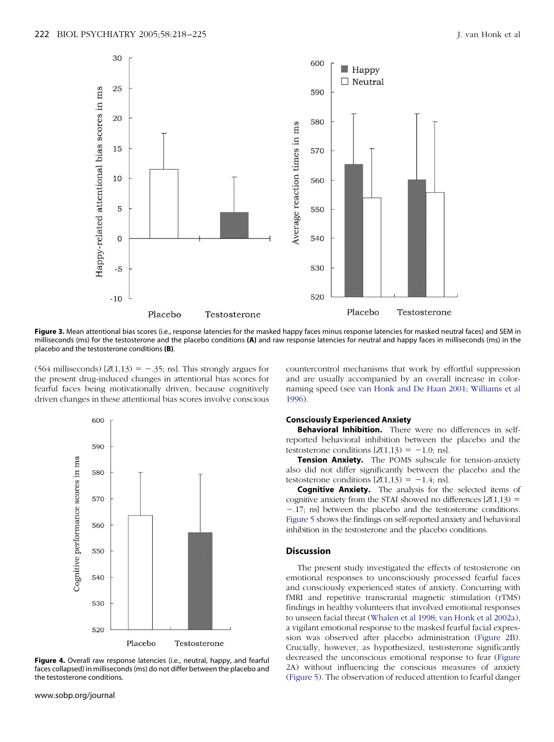Figure 3. Mean attentional bias scores (i.e., response latencies for the masked happy faces minus response latencies for masked neutral faces) and SEM in milliseconds (ms) for the testosterone and the placebo conditions **(A)** and raw response latencies for neutral and happy faces in milliseconds (ms) in the placebo and the testosterone conditions **(B)**.

(564 milliseconds) [$Z(1,13) = -.35$; ns]. This strongly argues for the present drug-induced changes in attentional bias scores for fearful faces being motivationally driven, because cognitively driven changes in these attentional bias scores involve conscious countercontrol mechanisms that work by effortful suppression and are usually accompanied by an overall increase in color-naming speed (see van Honk and De Haan 2001; Williams et al 1996).

Figure 4. Overall raw response latencies (i.e., neutral, happy, and fearful faces collapsed) in milliseconds (ms) do not differ between the placebo and the testosterone conditions.

### Consciously Experienced Anxiety

**Behavioral Inhibition.** There were no differences in self-reported behavioral inhibition between the placebo and the testosterone conditions [$Z(1,13) = -1.0$; ns].

**Tension Anxiety.** The POMS subscale for tension-anxiety also did not differ significantly between the placebo and the testosterone conditions [$Z(1,13) = -1.4$; ns].

**Cognitive Anxiety.** The analysis for the selected items of cognitive anxiety from the STAI showed no differences [$Z(1,13) = -.17$; ns] between the placebo and the testosterone conditions. Figure 5 shows the findings on self-reported anxiety and behavioral inhibition in the testosterone and the placebo conditions.

## Discussion

The present study investigated the effects of testosterone on emotional responses to unconsciously processed fearful faces and consciously experienced states of anxiety. Concurring with fMRI and repetitive transcranial magnetic stimulation (rTMS) findings in healthy volunteers that involved emotional responses to unseen facial threat (Whalen et al 1998; van Honk et al 2002a), a vigilant emotional response to the masked fearful facial expression was observed after placebo administration (Figure 2B). Crucially, however, as hypothesized, testosterone significantly decreased the unconscious emotional response to fear (Figure 2A) without influencing the conscious measures of anxiety (Figure 5). The observation of reduced attention to fearful danger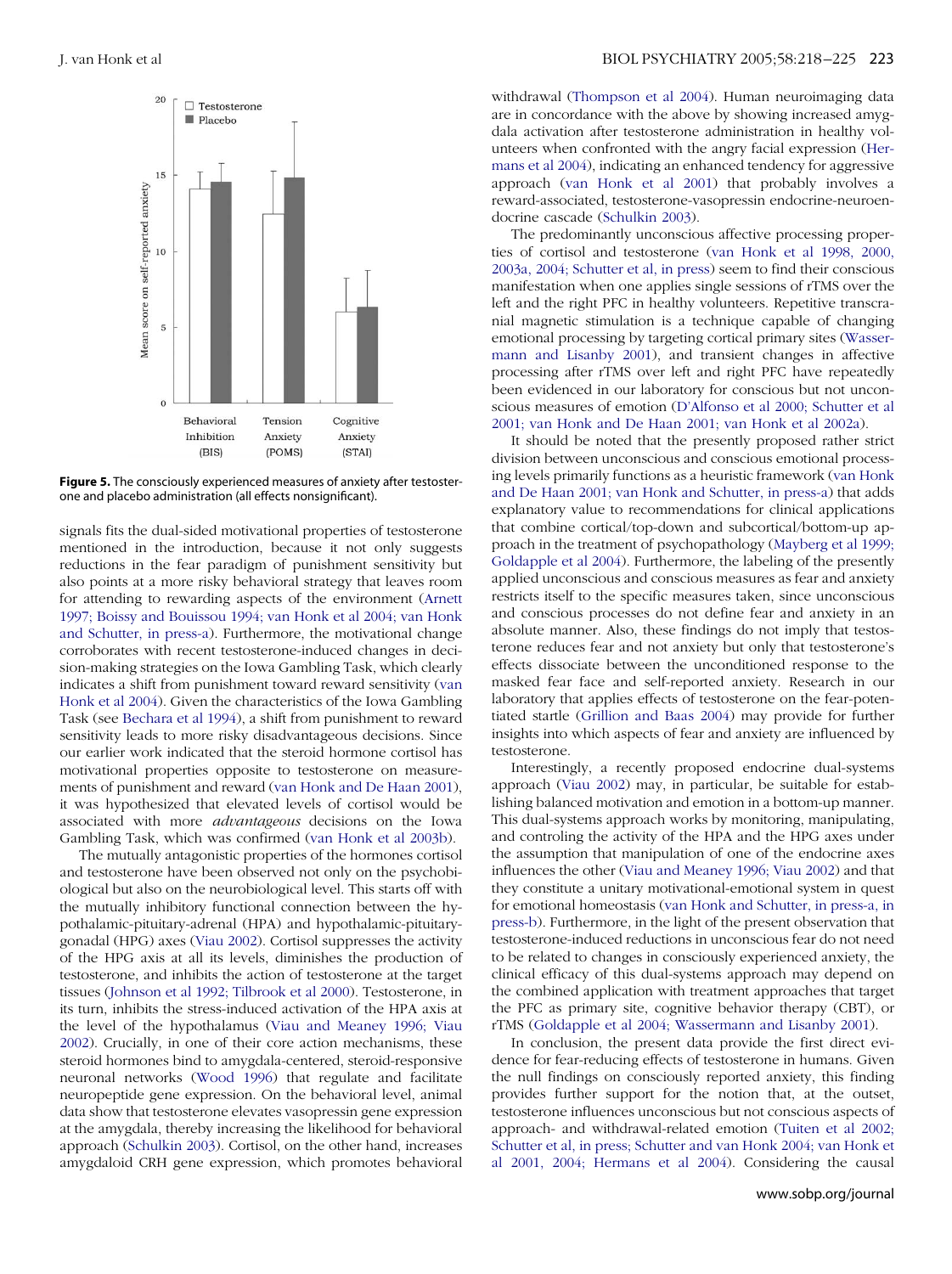**Figure 5.** The consciously experienced measures of anxiety after testosterone and placebo administration (all effects nonsignificant).

signals fits the dual-sided motivational properties of testosterone mentioned in the introduction, because it not only suggests reductions in the fear paradigm of punishment sensitivity but also points at a more risky behavioral strategy that leaves room for attending to rewarding aspects of the environment (Arnett 1997; Boissy and Bouissou 1994; van Honk et al 2004; van Honk and Schutter, in press-a). Furthermore, the motivational change corroborates with recent testosterone-induced changes in decision-making strategies on the Iowa Gambling Task, which clearly indicates a shift from punishment toward reward sensitivity (van Honk et al 2004). Given the characteristics of the Iowa Gambling Task (see Bechara et al 1994), a shift from punishment to reward sensitivity leads to more risky disadvantageous decisions. Since our earlier work indicated that the steroid hormone cortisol has motivational properties opposite to testosterone on measurements of punishment and reward (van Honk and De Haan 2001), it was hypothesized that elevated levels of cortisol would be associated with more *advantageous* decisions on the Iowa Gambling Task, which was confirmed (van Honk et al 2003b).

The mutually antagonistic properties of the hormones cortisol and testosterone have been observed not only on the psychobiological but also on the neurobiological level. This starts off with the mutually inhibitory functional connection between the hypothalamic-pituitary-adrenal (HPA) and hypothalamic-pituitary-gonadal (HPG) axes (Viau 2002). Cortisol suppresses the activity of the HPG axis at all its levels, diminishes the production of testosterone, and inhibits the action of testosterone at the target tissues (Johnson et al 1992; Tilbrook et al 2000). Testosterone, in its turn, inhibits the stress-induced activation of the HPA axis at the level of the hypothalamus (Viau and Meaney 1996; Viau 2002). Crucially, in one of their core action mechanisms, these steroid hormones bind to amygdala-centered, steroid-responsive neuronal networks (Wood 1996) that regulate and facilitate neuropeptide gene expression. On the behavioral level, animal data show that testosterone elevates vasopressin gene expression at the amygdala, thereby increasing the likelihood for behavioral approach (Schulkin 2003). Cortisol, on the other hand, increases amygdaloid CRH gene expression, which promotes behavioral withdrawal (Thompson et al 2004). Human neuroimaging data are in concordance with the above by showing increased amygdala activation after testosterone administration in healthy volunteers when confronted with the angry facial expression (Hermans et al 2004), indicating an enhanced tendency for aggressive approach (van Honk et al 2001) that probably involves a reward-associated, testosterone-vasopressin endocrine-neuroendocrine cascade (Schulkin 2003).

The predominantly unconscious affective processing properties of cortisol and testosterone (van Honk et al 1998, 2000, 2003a, 2004; Schutter et al, in press) seem to find their conscious manifestation when one applies single sessions of rTMS over the left and the right PFC in healthy volunteers. Repetitive transcranial magnetic stimulation is a technique capable of changing emotional processing by targeting cortical primary sites (Wassermann and Lisanby 2001), and transient changes in affective processing after rTMS over left and right PFC have repeatedly been evidenced in our laboratory for conscious but not unconscious measures of emotion (D'Alfonso et al 2000; Schutter et al 2001; van Honk and De Haan 2001; van Honk et al 2002a).

It should be noted that the presently proposed rather strict division between unconscious and conscious emotional processing levels primarily functions as a heuristic framework (van Honk and De Haan 2001; van Honk and Schutter, in press-a) that adds explanatory value to recommendations for clinical applications that combine cortical/top-down and subcortical/bottom-up approach in the treatment of psychopathology (Mayberg et al 1999; Goldapple et al 2004). Furthermore, the labeling of the presently applied unconscious and conscious measures as fear and anxiety restricts itself to the specific measures taken, since unconscious and conscious processes do not define fear and anxiety in an absolute manner. Also, these findings do not imply that testosterone reduces fear and not anxiety but only that testosterone's effects dissociate between the unconditioned response to the masked fear face and self-reported anxiety. Research in our laboratory that applies effects of testosterone on the fear-potentiated startle (Grillion and Baas 2004) may provide for further insights into which aspects of fear and anxiety are influenced by testosterone.

Interestingly, a recently proposed endocrine dual-systems approach (Viau 2002) may, in particular, be suitable for establishing balanced motivation and emotion in a bottom-up manner. This dual-systems approach works by monitoring, manipulating, and controlling the activity of the HPA and the HPG axes under the assumption that manipulation of one of the endocrine axes influences the other (Viau and Meaney 1996; Viau 2002) and that they constitute a unitary motivational-emotional system in quest for emotional homeostasis (van Honk and Schutter, in press-a, in press-b). Furthermore, in the light of the present observation that testosterone-induced reductions in unconscious fear do not need to be related to changes in consciously experienced anxiety, the clinical efficacy of this dual-systems approach may depend on the combined application with treatment approaches that target the PFC as primary site, cognitive behavior therapy (CBT), or rTMS (Goldapple et al 2004; Wassermann and Lisanby 2001).

In conclusion, the present data provide the first direct evidence for fear-reducing effects of testosterone in humans. Given the null findings on consciously reported anxiety, this finding provides further support for the notion that, at the outset, testosterone influences unconscious but not conscious aspects of approach- and withdrawal-related emotion (Tuiten et al 2002; Schutter et al, in press; Schutter and van Honk 2004; van Honk et al 2001, 2004; Hermans et al 2004). Considering the causal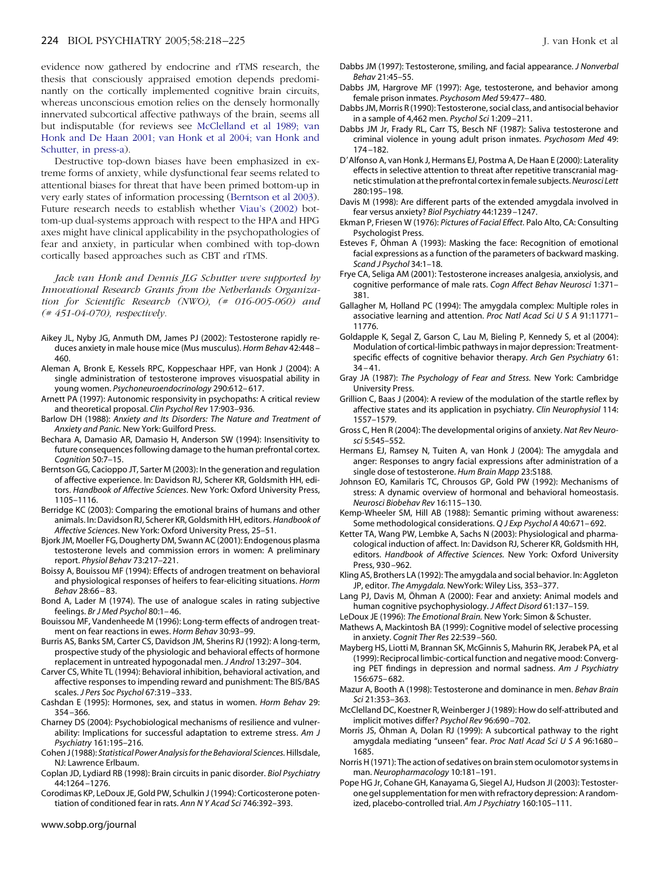evidence now gathered by endocrine and rTMS research, the thesis that consciously appraised emotion depends predominantly on the cortically implemented cognitive brain circuits, whereas unconscious emotion relies on the densely hormonally innervated subcortical affective pathways of the brain, seems all but indisputable (for reviews see McClelland et al 1989; van Honk and De Haan 2001; van Honk et al 2004; van Honk and Schutter, in press-a).

Destructive top-down biases have been emphasized in extreme forms of anxiety, while dysfunctional fear seems related to attentional biases for threat that have been primed bottom-up in very early states of information processing (Berntson et al 2003). Future research needs to establish whether Viau's (2002) bottom-up dual-systems approach with respect to the HPA and HPG axes might have clinical applicability in the psychopathologies of fear and anxiety, in particular when combined with top-down cortically based approaches such as CBT and rTMS.

*Jack van Honk and Dennis JLG Schutter were supported by Innovational Research Grants from the Netherlands Organization for Scientific Research (NWO), (# 016-005-060) and (# 451-04-070), respectively.*

- Aikey JL, Nyby JG, Anmuth DM, James PJ (2002): Testosterone rapidly reduces anxiety in male house mice (Mus musculus). *Horm Behav* 42:448–460.
- Aleman A, Bronk E, Kessels RPC, Koppeschaar HPF, van Honk J (2004): A single administration of testosterone improves visuospatial ability in young women. *Psychoneuroendocrinology* 290:612–617.
- Arnett PA (1997): Autonomic responsivity in psychopaths: A critical review and theoretical proposal. *Clin Psychol Rev* 17:903–936.
- Barlow DH (1988): *Anxiety and Its Disorders: The Nature and Treatment of Anxiety and Panic.* New York: Guilford Press.
- Bechara A, Damasio AR, Damasio H, Anderson SW (1994): Insensitivity to future consequences following damage to the human prefrontal cortex. *Cognition* 50:7–15.
- Berntson GG, Cacioppo JT, Sarter M (2003): In the generation and regulation of affective experience. In: Davidson RJ, Scherer KR, Goldsmith HH, editors. *Handbook of Affective Sciences*. New York: Oxford University Press, 1105–1116.
- Berridge KC (2003): Comparing the emotional brains of humans and other animals. In: Davidson RJ, Scherer KR, Goldsmith HH, editors. *Handbook of Affective Sciences*. New York: Oxford University Press, 25–51.
- Bjork JM, Moeller FG, Dougherty DM, Swann AC (2001): Endogenous plasma testosterone levels and commission errors in women: A preliminary report. *Physiol Behav* 73:217–221.
- Boissy A, Bouissou MF (1994): Effects of androgen treatment on behavioral and physiological responses of heifers to fear-eliciting situations. *Horm Behav* 28:66–83.
- Bond A, Lader M (1974). The use of analogue scales in rating subjective feelings. *Br J Med Psychol* 80:1–46.
- Bouissou MF, Vandenheede M (1996): Long-term effects of androgen treatment on fear reactions in ewes. *Horm Behav* 30:93–99.
- Burris AS, Banks SM, Carter CS, Davidson JM, Sherins RJ (1992): A long-term, prospective study of the physiologic and behavioral effects of hormone replacement in untreated hypogonadal men. *J Androl* 13:297–304.
- Carver CS, White TL (1994): Behavioral inhibition, behavioral activation, and affective responses to impending reward and punishment: The BIS/BAS scales. *J Pers Soc Psychol* 67:319–333.
- Cashdan E (1995): Hormones, sex, and status in women. *Horm Behav* 29: 354–366.
- Charney DS (2004): Psychobiological mechanisms of resilience and vulnerability: Implications for successful adaptation to extreme stress. *Am J Psychiatry* 161:195–216.
- Cohen J (1988): *Statistical Power Analysis for the Behavioral Sciences.* Hillsdale, NJ: Lawrence Erlbaum.
- Coplan JD, Lydiard RB (1998): Brain circuits in panic disorder. *Biol Psychiatry* 44:1264–1276.
- Corodimas KP, LeDoux JE, Gold PW, Schulkin J (1994): Corticosterone potentiation of conditioned fear in rats. *Ann N Y Acad Sci* 746:392–393.
- Dabbs JM (1997): Testosterone, smiling, and facial appearance. *J Nonverbal Behav* 21:45–55.
- Dabbs JM, Hargrove MF (1997): Age, testosterone, and behavior among female prison inmates. *Psychosom Med* 59:477–480.
- Dabbs JM, Morris R (1990): Testosterone, social class, and antisocial behavior in a sample of 4,462 men. *Psychol Sci* 1:209–211.
- Dabbs JM Jr, Frady RL, Carr TS, Besch NF (1987): Saliva testosterone and criminal violence in young adult prison inmates. *Psychosom Med* 49: 174–182.
- D'Alfonso A, van Honk J, Hermans EJ, Postma A, De Haan E (2000): Laterality effects in selective attention to threat after repetitive transcranial magnetic stimulation at the prefrontal cortex in female subjects. *Neurosci Lett* 280:195–198.
- Davis M (1998): Are different parts of the extended amygdala involved in fear versus anxiety? *Biol Psychiatry* 44:1239–1247.
- Ekman P, Friesen W (1976): *Pictures of Facial Effect*. Palo Alto, CA: Consulting Psychologist Press.
- Esteves F, Öhman A (1993): Masking the face: Recognition of emotional facial expressions as a function of the parameters of backward masking. *Scand J Psychol* 34:1–18.
- Frye CA, Seliga AM (2001): Testosterone increases analgesia, anxiolysis, and cognitive performance of male rats. *Cogn Affect Behav Neurosci* 1:371–381.
- Gallagher M, Holland PC (1994): The amygdala complex: Multiple roles in associative learning and attention. *Proc Natl Acad Sci U S A* 91:11771–11776.
- Goldapple K, Segal Z, Garson C, Lau M, Bieling P, Kennedy S, et al (2004): Modulation of cortical-limbic pathways in major depression: Treatment-specific effects of cognitive behavior therapy. *Arch Gen Psychiatry* 61: 34–41.
- Gray JA (1987): *The Psychology of Fear and Stress.* New York: Cambridge University Press.
- Grillion C, Baas J (2004): A review of the modulation of the startle reflex by affective states and its application in psychiatry. *Clin Neurophysiol* 114: 1557–1579.
- Gross C, Hen R (2004): The developmental origins of anxiety. *Nat Rev Neurosci* 5:545–552.
- Hermans EJ, Ramsey N, Tuiten A, van Honk J (2004): The amygdala and anger: Responses to angry facial expressions after administration of a single dose of testosterone. *Hum Brain Mapp* 23:S188.
- Johnson EO, Kamilaris TC, Chrousos GP, Gold PW (1992): Mechanisms of stress: A dynamic overview of hormonal and behavioral homeostasis. *Neurosci Biobehav Rev* 16:115–130.
- Kemp-Wheeler SM, Hill AB (1988): Semantic priming without awareness: Some methodological considerations. *Q J Exp Psychol A* 40:671–692.
- Ketter TA, Wang PW, Lembke A, Sachs N (2003): Physiological and pharmacological induction of affect. In: Davidson RJ, Scherer KR, Goldsmith HH, editors. *Handbook of Affective Sciences.* New York: Oxford University Press, 930–962.
- Kling AS, Brothers LA (1992): The amygdala and social behavior. In: Aggleton JP, editor. *The Amygdala.* NewYork: Wiley Liss, 353–377.
- Lang PJ, Davis M, Öhman A (2000): Fear and anxiety: Animal models and human cognitive psychophysiology. *J Affect Disord* 61:137–159.
- LeDoux JE (1996): *The Emotional Brain.* New York: Simon & Schuster.
- Mathews A, Mackintosh BA (1999): Cognitive model of selective processing in anxiety. *Cognit Ther Res* 22:539–560.
- Mayberg HS, Liotti M, Brannan SK, McGinnis S, Mahurin RK, Jerabek PA, et al (1999): Reciprocal limbic-cortical function and negative mood: Converging PET findings in depression and normal sadness. *Am J Psychiatry* 156:675–682.
- Mazur A, Booth A (1998): Testosterone and dominance in men. *Behav Brain Sci* 21:353–363.
- McClelland DC, Koestner R, Weinberger J (1989): How do self-attributed and implicit motives differ? *Psychol Rev* 96:690–702.
- Morris JS, Öhman A, Dolan RJ (1999): A subcortical pathway to the right amygdala mediating "unseen" fear. *Proc Natl Acad Sci U S A* 96:1680–1685.
- Norris H (1971): The action of sedatives on brain stem oculomotor systems in man. *Neuropharmacology* 10:181–191.
- Pope HG Jr, Cohane GH, Kanayama G, Siegel AJ, Hudson JI (2003): Testosterone gel supplementation for men with refractory depression: A randomized, placebo-controlled trial. *Am J Psychiatry* 160:105–111.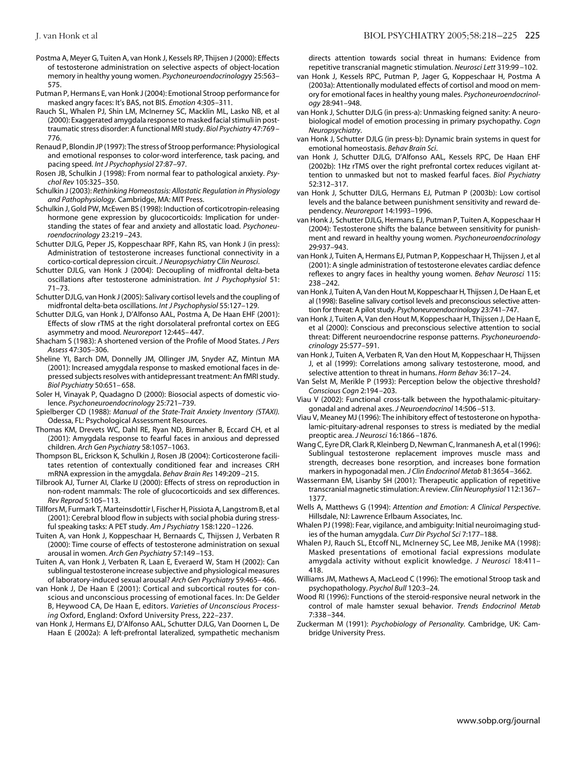Postma A, Meyer G, Tuiten A, van Honk J, Kessels RP, Thijsen J (2000): Effects of testosterone administration on selective aspects of object-location memory in healthy young women. *Psychoneuroendocrinologyy* 25:563–575.

Putman P, Hermans E, van Honk J (2004): Emotional Stroop performance for masked angry faces: It's BAS, not BIS. *Emotion* 4:305–311.

Rauch SL, Whalen PJ, Shin LM, McInerney SC, Macklin ML, Lasko NB, et al (2000): Exaggerated amygdala response to masked facial stimuli in posttraumatic stress disorder: A functional MRI study. *Biol Psychiatry* 47:769–776.

Renaud P, Blondin JP (1997): The stress of Stroop performance: Physiological and emotional responses to color-word interference, task pacing, and pacing speed. *Int J Psychophysiol* 27:87–97.

Rosen JB, Schulkin J (1998): From normal fear to pathological anxiety. *Psychol Rev* 105:325–350.

Schulkin J (2003): *Rethinking Homeostasis: Allostatic Regulation in Physiology and Pathophysiology.* Cambridge, MA: MIT Press.

Schulkin J, Gold PW, McEwen BS (1998): Induction of corticotropin-releasing hormone gene expression by glucocorticoids: Implication for understanding the states of fear and anxiety and allostatic load. *Psychoneuroendocrinology* 23:219–243.

Schutter DJLG, Peper JS, Koppeschaar RPF, Kahn RS, van Honk J (in press): Administration of testosterone increases functional connectivity in a cortico-cortical depression circuit. *J Neuropsychiatry Clin Neurosci*.

Schutter DJLG, van Honk J (2004): Decoupling of midfrontal delta-beta oscillations after testosterone administration. *Int J Psychophysiol* 51: 71–73.

Schutter DJLG, van Honk J (2005): Salivary cortisol levels and the coupling of midfrontal delta-beta oscillations. *Int J Psychophysiol* 55:127–129.

Schutter DJLG, van Honk J, D'Alfonso AAL, Postma A, De Haan EHF (2001): Effects of slow rTMS at the right dorsolateral prefrontal cortex on EEG asymmetry and mood. *Neuroreport* 12:445–447.

Shacham S (1983): A shortened version of the Profile of Mood States. *J Pers Assess* 47:305–306.

Sheline YI, Barch DM, Donnelly JM, Ollinger JM, Snyder AZ, Mintun MA (2001): Increased amygdala response to masked emotional faces in depressed subjects resolves with antidepressant treatment: An fMRI study. *Biol Psychiatry* 50:651–658.

Soler H, Vinayak P, Quadagno D (2000): Biosocial aspects of domestic violence. *Psychoneuroendocrinology* 25:721–739.

Spielberger CD (1988): *Manual of the State-Trait Anxiety Inventory (STAXI).* Odessa, FL: Psychological Assessment Resources.

Thomas KM, Drevets WC, Dahl RE, Ryan ND, Birmaher B, Eccard CH, et al (2001): Amygdala response to fearful faces in anxious and depressed children. *Arch Gen Psychiatry* 58:1057–1063.

Thompson BL, Erickson K, Schulkin J, Rosen JB (2004): Corticosterone facilitates retention of contextually conditioned fear and increases CRH mRNA expression in the amygdala. *Behav Brain Res* 149:209–215.

Tilbrook AJ, Turner AI, Clarke IJ (2000): Effects of stress on reproduction in non-rodent mammals: The role of glucocorticoids and sex differences. *Rev Reprod* 5:105–113.

Tillfors M, Furmark T, Marteinsdottir I, Fischer H, Pissiota A, Langstrom B, et al (2001): Cerebral blood flow in subjects with social phobia during stressful speaking tasks: A PET study. *Am J Psychiatry* 158:1220–1226.

Tuiten A, van Honk J, Koppeschaar H, Bernaards C, Thijssen J, Verbaten R (2000): Time course of effects of testosterone administration on sexual arousal in women. *Arch Gen Psychiatry* 57:149–153.

Tuiten A, van Honk J, Verbaten R, Laan E, Everaerd W, Stam H (2002): Can sublingual testosterone increase subjective and physiological measures of laboratory-induced sexual arousal? *Arch Gen Psychiatry* 59:465–466.

van Honk J, De Haan E (2001): Cortical and subcortical routes for conscious and unconscious processing of emotional faces. In: De Gelder B, Heywood CA, De Haan E, editors. *Varieties of Unconscious Processing* Oxford, England: Oxford University Press, 222–237.

van Honk J, Hermans EJ, D'Alfonso AAL, Schutter DJLG, Van Doornen L, De Haan E (2002a): A left-prefrontal lateralized, sympathetic mechanism directs attention towards social threat in humans: Evidence from repetitive transcranial magnetic stimulation. *Neurosci Lett* 319:99–102.

van Honk J, Kessels RPC, Putman P, Jager G, Koppeschaar H, Postma A (2003a): Attentionally modulated effects of cortisol and mood on memory for emotional faces in healthy young males. *Psychoneuroendocrinology* 28:941–948.

van Honk J, Schutter DJLG (in press-a): Unmasking feigned sanity: A neurobiological model of emotion processing in primary psychopathy. *Cogn Neuropsychiatry*.

van Honk J, Schutter DJLG (in press-b): Dynamic brain systems in quest for emotional homeostasis. *Behav Brain Sci*.

van Honk J, Schutter DJLG, D'Alfonso AAL, Kessels RPC, De Haan EHF (2002b): 1Hz rTMS over the right prefrontal cortex reduces vigilant attention to unmasked but not to masked fearful faces. *Biol Psychiatry* 52:312–317.

van Honk J, Schutter DJLG, Hermans EJ, Putman P (2003b): Low cortisol levels and the balance between punishment sensitivity and reward dependency. *Neuroreport* 14:1993–1996.

van Honk J, Schutter DJLG, Hermans EJ, Putman P, Tuiten A, Koppeschaar H (2004): Testosterone shifts the balance between sensitivity for punishment and reward in healthy young women. *Psychoneuroendocrinology* 29:937–943.

van Honk J, Tuiten A, Hermans EJ, Putman P, Koppeschaar H, Thijssen J, et al (2001): A single administration of testosterone elevates cardiac defence reflexes to angry faces in healthy young women. *Behav Neurosci* 115: 238–242.

van Honk J, Tuiten A, Van den Hout M, Koppeschaar H, Thijssen J, De Haan E, et al (1998): Baseline salivary cortisol levels and preconscious selective attention for threat: A pilot study. *Psychoneuroendocrinology* 23:741–747.

van Honk J, Tuiten A, Van den Hout M, Koppeschaar H, Thijssen J, De Haan E, et al (2000): Conscious and preconscious selective attention to social threat: Different neuroendocrine response patterns. *Psychoneuroendocrinology* 25:577–591.

van Honk J, Tuiten A, Verbaten R, Van den Hout M, Koppeschaar H, Thijssen J, et al (1999): Correlations among salivary testosterone, mood, and selective attention to threat in humans. *Horm Behav* 36:17–24.

Van Selst M, Merikle P (1993): Perception below the objective threshold? *Conscious Cogn* 2:194–203.

Viau V (2002): Functional cross-talk between the hypothalamic-pituitary-gonadal and adrenal axes. *J Neuroendocrinol* 14:506–513.

Viau V, Meaney MJ (1996): The inhibitory effect of testosterone on hypothalamic-pituitary-adrenal responses to stress is mediated by the medial preoptic area. *J Neurosci* 16:1866–1876.

Wang C, Eyre DR, Clark R, Kleinberg D, Newman C, Iranmanesh A, et al (1996): Sublingual testosterone replacement improves muscle mass and strength, decreases bone resorption, and increases bone formation markers in hypogonadal men. *J Clin Endocrinol Metab* 81:3654–3662.

Wassermann EM, Lisanby SH (2001): Therapeutic application of repetitive transcranial magnetic stimulation: A review. *Clin Neurophysiol* 112:1367–1377.

Wells A, Matthews G (1994): *Attention and Emotion: A Clinical Perspective*. Hillsdale, NJ: Lawrence Erlbaum Associates, Inc.

Whalen PJ (1998): Fear, vigilance, and ambiguity: Initial neuroimaging studies of the human amygdala. *Curr Dir Psychol Sci* 7:177–188.

Whalen PJ, Rauch SL, Etcoff NL, McInerney SC, Lee MB, Jenike MA (1998): Masked presentations of emotional facial expressions modulate amygdala activity without explicit knowledge. *J Neurosci* 18:411–418.

Williams JM, Mathews A, MacLeod C (1996): The emotional Stroop task and psychopathology. *Psychol Bull* 120:3–24.

Wood RI (1996): Functions of the steroid-responsive neural network in the control of male hamster sexual behavior. *Trends Endocrinol Metab* 7:338–344.

Zuckerman M (1991): *Psychobiology of Personality.* Cambridge, UK: Cambridge University Press.